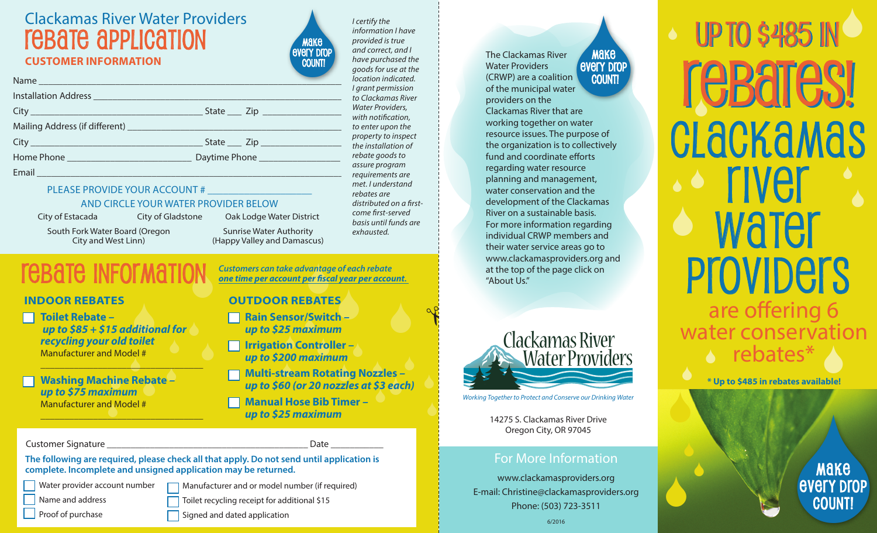# Clackamas River Water Providers
# Rebate Application

## CUSTOMER INFORMATION

Make every drop count!

Name ______________________________________________

Installation Address ______________________________________

City ______________________ State ___ Zip ___________

Mailing Address (if different) _____________________________

City ______________________ State ___ Zip ___________

Home Phone ________________ Daytime Phone ____________

Email ______________________________________________

PLEASE PROVIDE YOUR ACCOUNT # _______________

AND CIRCLE YOUR WATER PROVIDER BELOW

City of Estacada    City of Gladstone    Oak Lodge Water District

South Fork Water Board (Oregon City and West Linn)    Sunrise Water Authority (Happy Valley and Damascus)

*I certify the information I have provided is true and correct, and I have purchased the goods for use at the location indicated. I grant permission to Clackamas River Water Providers, with notification, to enter upon the property to inspect the installation of rebate goods to assure program requirements are met. I understand rebates are distributed on a first-come first-served basis until funds are exhausted.*

## Rebate Information

***Customers can take advantage of each rebate one time per account per fiscal year per account.***

### INDOOR REBATES

- ☐ **Toilet Rebate –** ***up to $85 + $15 additional for recycling your old toilet***
  Manufacturer and Model # _______________

- ☐ **Washing Machine Rebate –** ***up to $75 maximum***
  Manufacturer and Model # _______________

### OUTDOOR REBATES

- ☐ **Rain Sensor/Switch –** ***up to $25 maximum***
- ☐ **Irrigation Controller –** ***up to $200 maximum***
- ☐ **Multi-stream Rotating Nozzles –** ***up to $60 (or 20 nozzles at $3 each)***
- ☐ **Manual Hose Bib Timer –** ***up to $25 maximum***

Customer Signature ______________________________ Date __________

**The following are required, please check all that apply. Do not send until application is complete. Incomplete and unsigned application may be returned.**

- ☐ Water provider account number
- ☐ Name and address
- ☐ Proof of purchase
- ☐ Manufacturer and or model number (if required)
- ☐ Toilet recycling receipt for additional $15
- ☐ Signed and dated application

---

Make every drop count!

The Clackamas River Water Providers (CRWP) are a coalition of the municipal water providers on the Clackamas River that are working together on water resource issues. The purpose of the organization is to collectively fund and coordinate efforts regarding water resource planning and management, water conservation and the development of the Clackamas River on a sustainable basis. For more information regarding individual CRWP members and their water service areas go to www.clackamasproviders.org and at the top of the page click on "About Us."

Clackamas River Water Providers

*Working Together to Protect and Conserve our Drinking Water*

14275 S. Clackamas River Drive
Oregon City, OR 97045

## For More Information

www.clackamasproviders.org
E-mail: Christine@clackamasproviders.org
Phone: (503) 723-3511

6/2016

---

# UP TO $485 IN REBATES!
# Clackamas River Water Providers

are offering 6 water conservation rebates*

*** Up to $485 in rebates available!**

Make every drop count!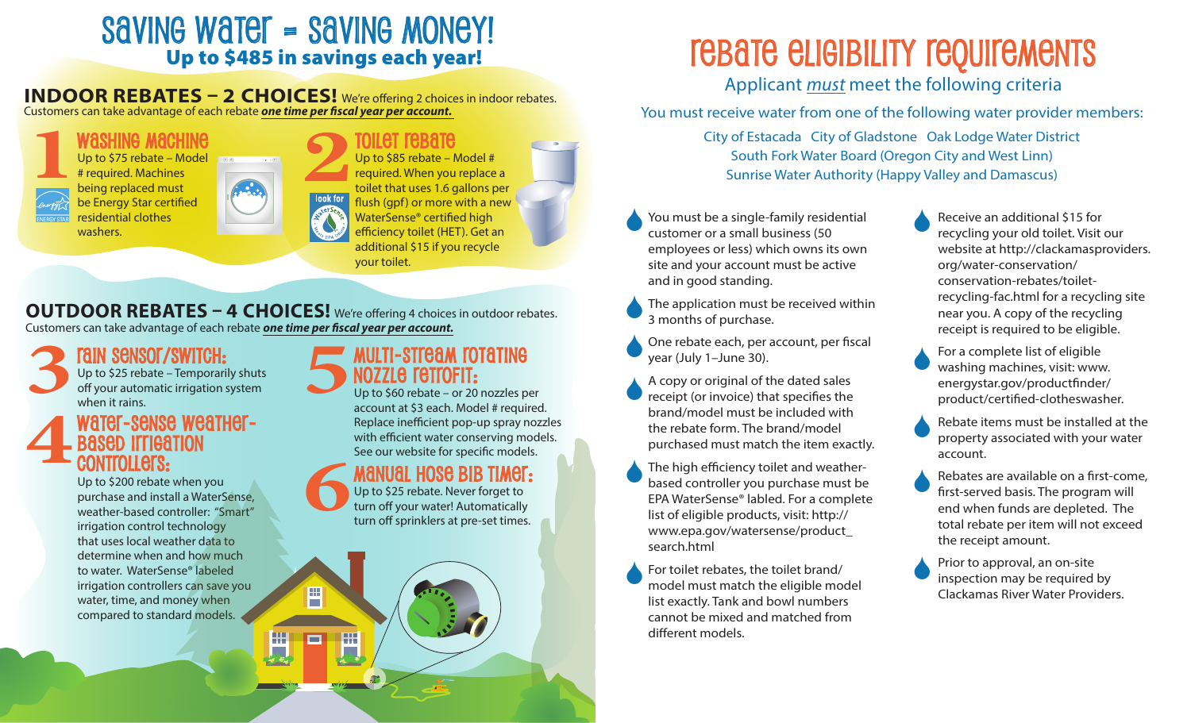# Saving Water = Saving Money!

## Up to $485 in savings each year!

## INDOOR REBATES – 2 CHOICES!

We're offering 2 choices in indoor rebates. Customers can take advantage of each rebate ***one time per fiscal year per account.***

### 1 Washing Machine

Up to $75 rebate – Model # required. Machines being replaced must be Energy Star certified residential clothes washers.

### 2 Toilet Rebate

Up to $85 rebate – Model # required. When you replace a toilet that uses 1.6 gallons per flush (gpf) or more with a new WaterSense® certified high efficiency toilet (HET). Get an additional $15 if you recycle your toilet.

## OUTDOOR REBATES – 4 CHOICES!

We're offering 4 choices in outdoor rebates. Customers can take advantage of each rebate ***one time per fiscal year per account.***

### 3 Rain Sensor/Switch:

Up to $25 rebate – Temporarily shuts off your automatic irrigation system when it rains.

### 4 Water-Sense Weather-Based Irrigation Controllers:

Up to $200 rebate when you purchase and install a WaterSense, weather-based controller. "Smart" irrigation control technology that uses local weather data to determine when and how much to water. WaterSense® labeled irrigation controllers can save you water, time, and money when compared to standard models.

### 5 Multi-Stream Rotating Nozzle Retrofit:

Up to $60 rebate – or 20 nozzles per account at $3 each. Model # required. Replace inefficient pop-up spray nozzles with efficient water conserving models. See our website for specific models.

### 6 Manual Hose Bib Timer:

Up to $25 rebate. Never forget to turn off your water! Automatically turn off sprinklers at pre-set times.

# Rebate Eligibility Requirements

Applicant *must* meet the following criteria

You must receive water from one of the following water provider members:

City of Estacada City of Gladstone Oak Lodge Water District
South Fork Water Board (Oregon City and West Linn)
Sunrise Water Authority (Happy Valley and Damascus)

- You must be a single-family residential customer or a small business (50 employees or less) which owns its own site and your account must be active and in good standing.
- The application must be received within 3 months of purchase.
- One rebate each, per account, per fiscal year (July 1–June 30).
- A copy or original of the dated sales receipt (or invoice) that specifies the brand/model must be included with the rebate form. The brand/model purchased must match the item exactly.
- The high efficiency toilet and weather-based controller you purchase must be EPA WaterSense® labled. For a complete list of eligible products, visit: http://www.epa.gov/watersense/product_search.html
- For toilet rebates, the toilet brand/model must match the eligible model list exactly. Tank and bowl numbers cannot be mixed and matched from different models.
- Receive an additional $15 for recycling your old toilet. Visit our website at http://clackamasproviders.org/water-conservation/conservation-rebates/toilet-recycling-fac.html for a recycling site near you. A copy of the recycling receipt is required to be eligible.
- For a complete list of eligible washing machines, visit: www.energystar.gov/productfinder/product/certified-clotheswasher.
- Rebate items must be installed at the property associated with your water account.
- Rebates are available on a first-come, first-served basis. The program will end when funds are depleted. The total rebate per item will not exceed the receipt amount.
- Prior to approval, an on-site inspection may be required by Clackamas River Water Providers.